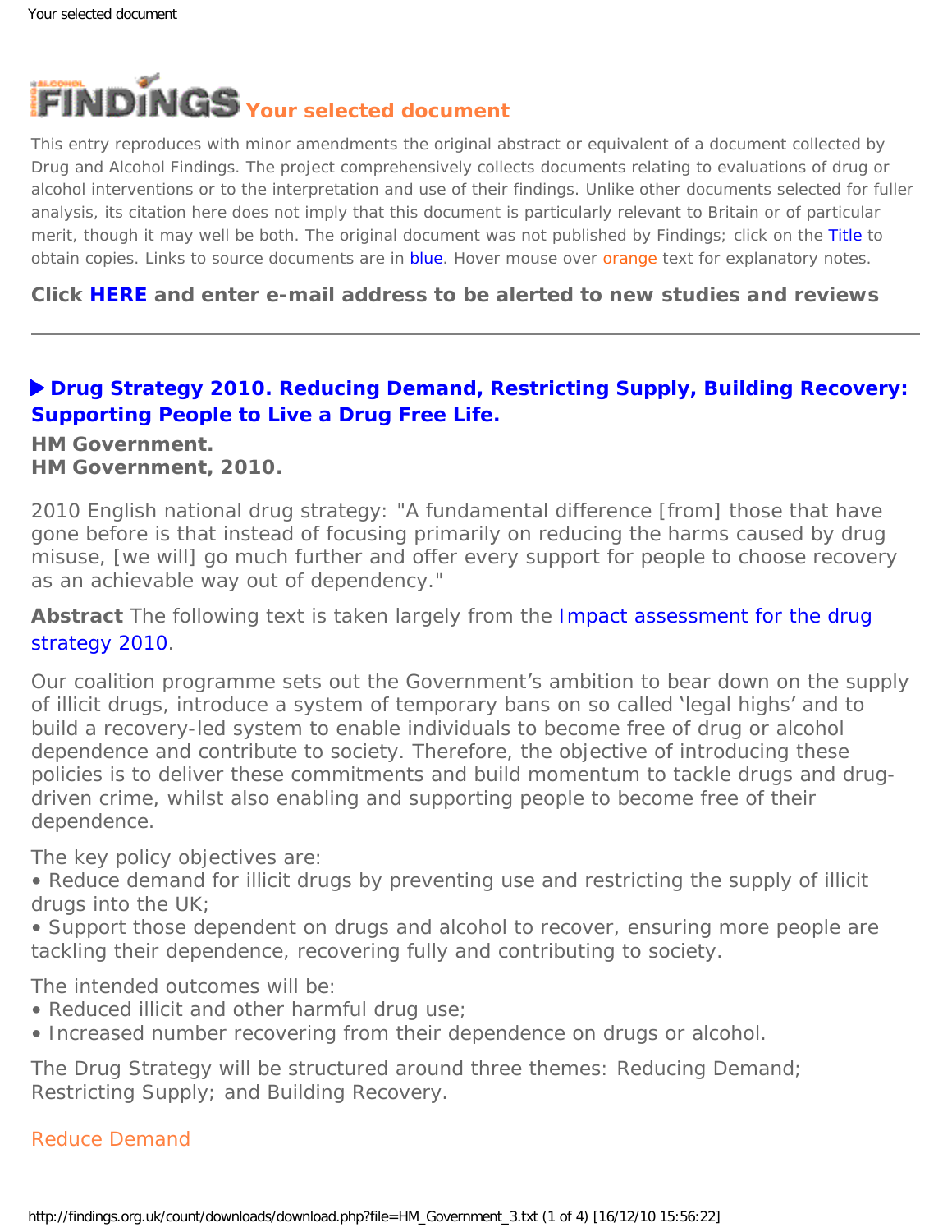# FINDINGS Your selected document

This entry reproduces with minor amendments the original abstract or equivalent of a document collected by Drug and Alcohol Findings. The project comprehensively collects documents relating to evaluations of drug or alcohol interventions or to the interpretation and use of their findings. Unlike other documents selected for fuller analysis, its citation here does not imply that this document is particularly relevant to Britain or of particular merit, though it may well be both. The original document was not published by Findings; click on the Title to obtain copies. Links to source documents are in blue. Hover mouse over orange text for explanatory notes.

**Click HERE and enter e-mail address to be alerted to new studies and reviews**

---

## Drug Strategy 2010. Reducing Demand, Restricting Supply, Building Recovery: Supporting People to Live a Drug Free Life.

**HM Government.**
**HM Government, 2010.**

2010 English national drug strategy: "A fundamental difference [from] those that have gone before is that instead of focusing primarily on reducing the harms caused by drug misuse, [we will] go much further and offer every support for people to choose recovery as an achievable way out of dependency."

**Abstract** The following text is taken largely from the Impact assessment for the drug strategy 2010.

Our coalition programme sets out the Government's ambition to bear down on the supply of illicit drugs, introduce a system of temporary bans on so called 'legal highs' and to build a recovery-led system to enable individuals to become free of drug or alcohol dependence and contribute to society. Therefore, the objective of introducing these policies is to deliver these commitments and build momentum to tackle drugs and drug-driven crime, whilst also enabling and supporting people to become free of their dependence.

The key policy objectives are:

- Reduce demand for illicit drugs by preventing use and restricting the supply of illicit drugs into the UK;
- Support those dependent on drugs and alcohol to recover, ensuring more people are tackling their dependence, recovering fully and contributing to society.

The intended outcomes will be:

- Reduced illicit and other harmful drug use;
- Increased number recovering from their dependence on drugs or alcohol.

The Drug Strategy will be structured around three themes: Reducing Demand; Restricting Supply; and Building Recovery.

Reduce Demand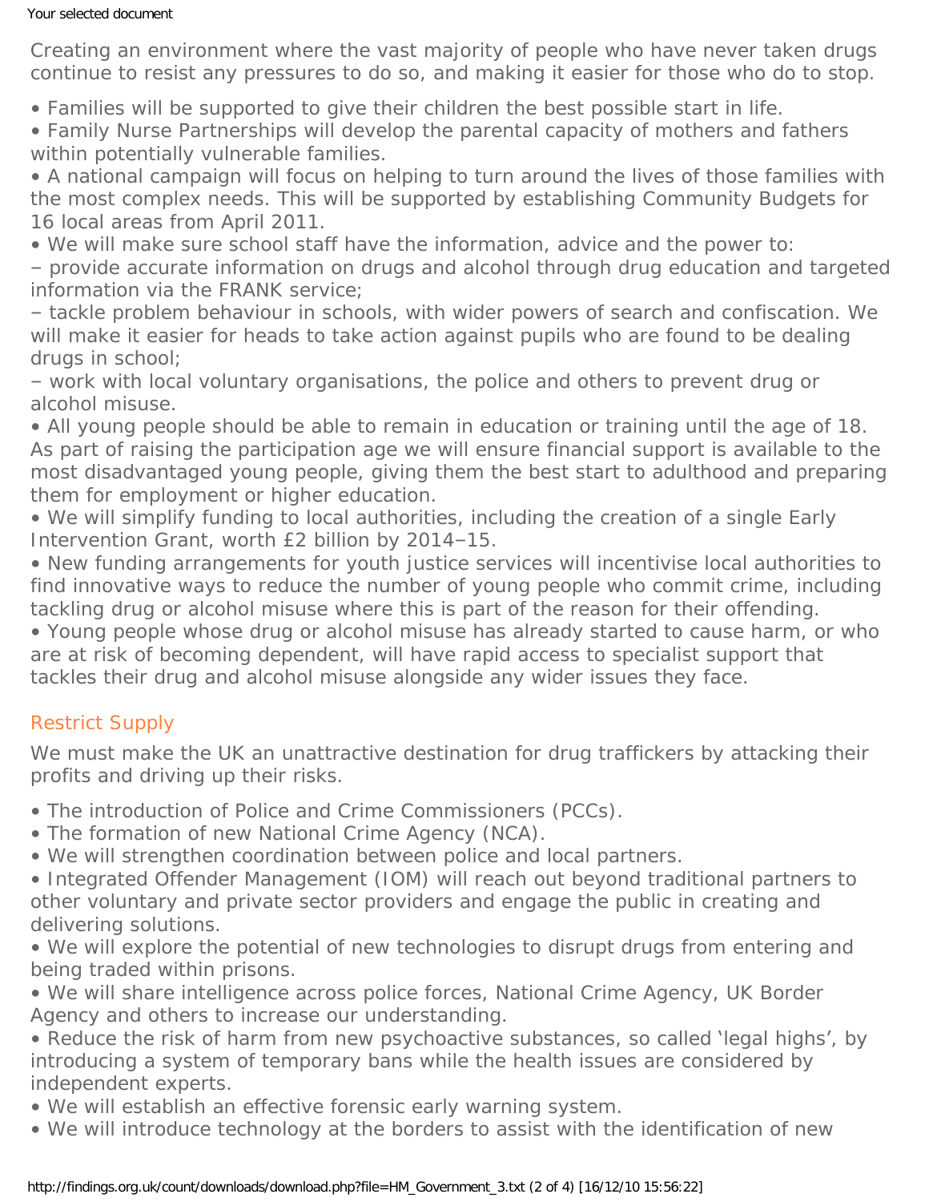Creating an environment where the vast majority of people who have never taken drugs continue to resist any pressures to do so, and making it easier for those who do to stop.

- Families will be supported to give their children the best possible start in life.
- Family Nurse Partnerships will develop the parental capacity of mothers and fathers within potentially vulnerable families.
- A national campaign will focus on helping to turn around the lives of those families with the most complex needs. This will be supported by establishing Community Budgets for 16 local areas from April 2011.
- We will make sure school staff have the information, advice and the power to:
  – provide accurate information on drugs and alcohol through drug education and targeted information via the FRANK service;
  – tackle problem behaviour in schools, with wider powers of search and confiscation. We will make it easier for heads to take action against pupils who are found to be dealing drugs in school;
  – work with local voluntary organisations, the police and others to prevent drug or alcohol misuse.
- All young people should be able to remain in education or training until the age of 18. As part of raising the participation age we will ensure financial support is available to the most disadvantaged young people, giving them the best start to adulthood and preparing them for employment or higher education.
- We will simplify funding to local authorities, including the creation of a single Early Intervention Grant, worth £2 billion by 2014–15.
- New funding arrangements for youth justice services will incentivise local authorities to find innovative ways to reduce the number of young people who commit crime, including tackling drug or alcohol misuse where this is part of the reason for their offending.
- Young people whose drug or alcohol misuse has already started to cause harm, or who are at risk of becoming dependent, will have rapid access to specialist support that tackles their drug and alcohol misuse alongside any wider issues they face.

## Restrict Supply

We must make the UK an unattractive destination for drug traffickers by attacking their profits and driving up their risks.

- The introduction of Police and Crime Commissioners (PCCs).
- The formation of new National Crime Agency (NCA).
- We will strengthen coordination between police and local partners.
- Integrated Offender Management (IOM) will reach out beyond traditional partners to other voluntary and private sector providers and engage the public in creating and delivering solutions.
- We will explore the potential of new technologies to disrupt drugs from entering and being traded within prisons.
- We will share intelligence across police forces, National Crime Agency, UK Border Agency and others to increase our understanding.
- Reduce the risk of harm from new psychoactive substances, so called 'legal highs', by introducing a system of temporary bans while the health issues are considered by independent experts.
- We will establish an effective forensic early warning system.
- We will introduce technology at the borders to assist with the identification of new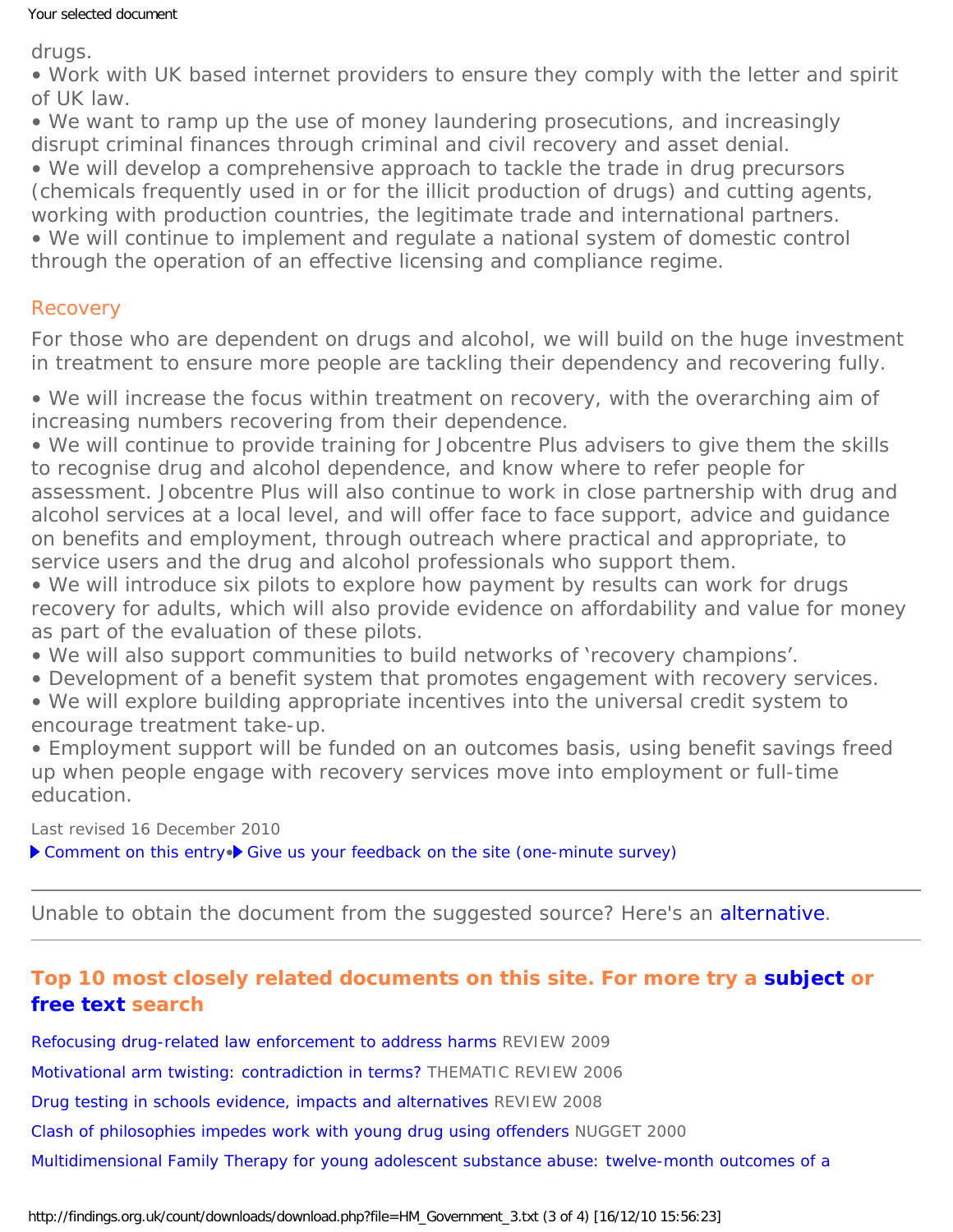drugs.

• Work with UK based internet providers to ensure they comply with the letter and spirit of UK law.
• We want to ramp up the use of money laundering prosecutions, and increasingly disrupt criminal finances through criminal and civil recovery and asset denial.
• We will develop a comprehensive approach to tackle the trade in drug precursors (chemicals frequently used in or for the illicit production of drugs) and cutting agents, working with production countries, the legitimate trade and international partners.
• We will continue to implement and regulate a national system of domestic control through the operation of an effective licensing and compliance regime.

## Recovery

For those who are dependent on drugs and alcohol, we will build on the huge investment in treatment to ensure more people are tackling their dependency and recovering fully.

• We will increase the focus within treatment on recovery, with the overarching aim of increasing numbers recovering from their dependence.
• We will continue to provide training for Jobcentre Plus advisers to give them the skills to recognise drug and alcohol dependence, and know where to refer people for assessment. Jobcentre Plus will also continue to work in close partnership with drug and alcohol services at a local level, and will offer face to face support, advice and guidance on benefits and employment, through outreach where practical and appropriate, to service users and the drug and alcohol professionals who support them.
• We will introduce six pilots to explore how payment by results can work for drugs recovery for adults, which will also provide evidence on affordability and value for money as part of the evaluation of these pilots.
• We will also support communities to build networks of 'recovery champions'.
• Development of a benefit system that promotes engagement with recovery services.
• We will explore building appropriate incentives into the universal credit system to encourage treatment take-up.
• Employment support will be funded on an outcomes basis, using benefit savings freed up when people engage with recovery services move into employment or full-time education.

Last revised 16 December 2010

▶ Comment on this entry•▶ Give us your feedback on the site (one-minute survey)

---

Unable to obtain the document from the suggested source? Here's an alternative.

---

**Top 10 most closely related documents on this site. For more try a subject or free text search**

Refocusing drug-related law enforcement to address harms REVIEW 2009

Motivational arm twisting: contradiction in terms? THEMATIC REVIEW 2006

Drug testing in schools evidence, impacts and alternatives REVIEW 2008

Clash of philosophies impedes work with young drug using offenders NUGGET 2000

Multidimensional Family Therapy for young adolescent substance abuse: twelve-month outcomes of a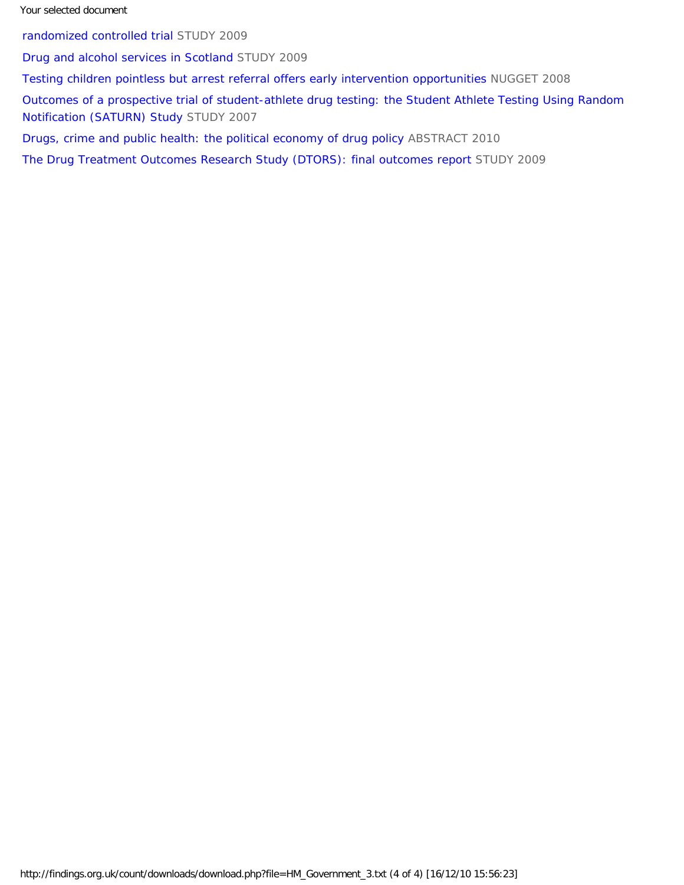randomized controlled trial STUDY 2009

Drug and alcohol services in Scotland STUDY 2009

Testing children pointless but arrest referral offers early intervention opportunities NUGGET 2008

Outcomes of a prospective trial of student-athlete drug testing: the Student Athlete Testing Using Random Notification (SATURN) Study STUDY 2007

Drugs, crime and public health: the political economy of drug policy ABSTRACT 2010

The Drug Treatment Outcomes Research Study (DTORS): final outcomes report STUDY 2009